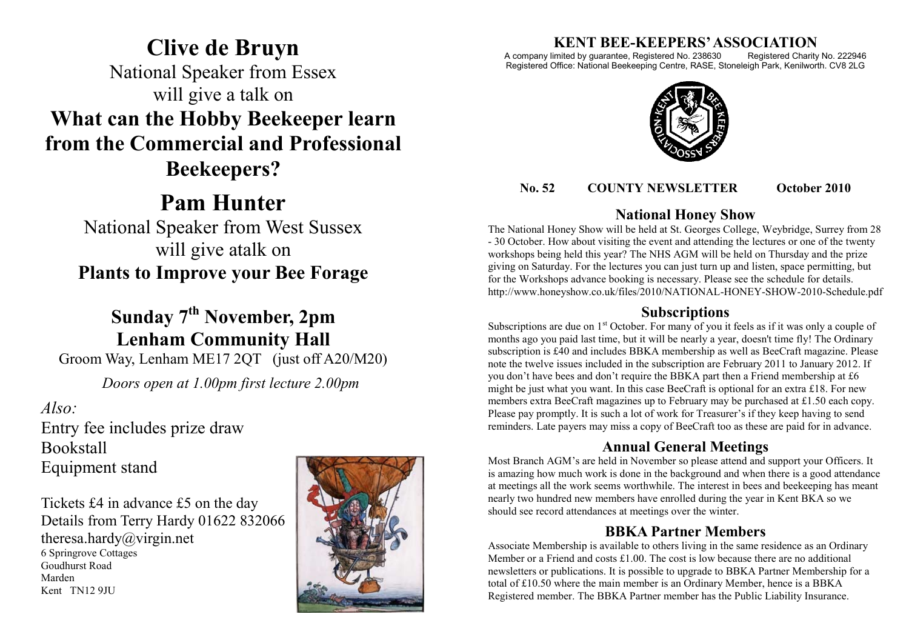# Clive de Bruyn

National Speaker from Essex
will give a talk on

## What can the Hobby Beekeeper learn from the Commercial and Professional Beekeepers?

# Pam Hunter

National Speaker from West Sussex
will give atalk on

## Plants to Improve your Bee Forage

## Sunday 7th November, 2pm
## Lenham Community Hall

Groom Way, Lenham ME17 2QT (just off A20/M20)

*Doors open at 1.00pm first lecture 2.00pm*

*Also:*

Entry fee includes prize draw
Bookstall
Equipment stand

Tickets £4 in advance £5 on the day
Details from Terry Hardy 01622 832066
theresa.hardy@virgin.net
6 Springrove Cottages
Goudhurst Road
Marden
Kent TN12 9JU

# KENT BEE-KEEPERS' ASSOCIATION

A company limited by guarantee, Registered No. 238630 Registered Charity No. 222946
Registered Office: National Beekeeping Centre, RASE, Stoneleigh Park, Kenilworth. CV8 2LG

**No. 52 COUNTY NEWSLETTER October 2010**

## National Honey Show

The National Honey Show will be held at St. Georges College, Weybridge, Surrey from 28 - 30 October. How about visiting the event and attending the lectures or one of the twenty workshops being held this year? The NHS AGM will be held on Thursday and the prize giving on Saturday. For the lectures you can just turn up and listen, space permitting, but for the Workshops advance booking is necessary. Please see the schedule for details. http://www.honeyshow.co.uk/files/2010/NATIONAL-HONEY-SHOW-2010-Schedule.pdf

## Subscriptions

Subscriptions are due on 1st October. For many of you it feels as if it was only a couple of months ago you paid last time, but it will be nearly a year, doesn't time fly! The Ordinary subscription is £40 and includes BBKA membership as well as BeeCraft magazine. Please note the twelve issues included in the subscription are February 2011 to January 2012. If you don't have bees and don't require the BBKA part then a Friend membership at £6 might be just what you want. In this case BeeCraft is optional for an extra £18. For new members extra BeeCraft magazines up to February may be purchased at £1.50 each copy. Please pay promptly. It is such a lot of work for Treasurer's if they keep having to send reminders. Late payers may miss a copy of BeeCraft too as these are paid for in advance.

## Annual General Meetings

Most Branch AGM's are held in November so please attend and support your Officers. It is amazing how much work is done in the background and when there is a good attendance at meetings all the work seems worthwhile. The interest in bees and beekeeping has meant nearly two hundred new members have enrolled during the year in Kent BKA so we should see record attendances at meetings over the winter.

## BBKA Partner Members

Associate Membership is available to others living in the same residence as an Ordinary Member or a Friend and costs £1.00. The cost is low because there are no additional newsletters or publications. It is possible to upgrade to BBKA Partner Membership for a total of £10.50 where the main member is an Ordinary Member, hence is a BBKA Registered member. The BBKA Partner member has the Public Liability Insurance.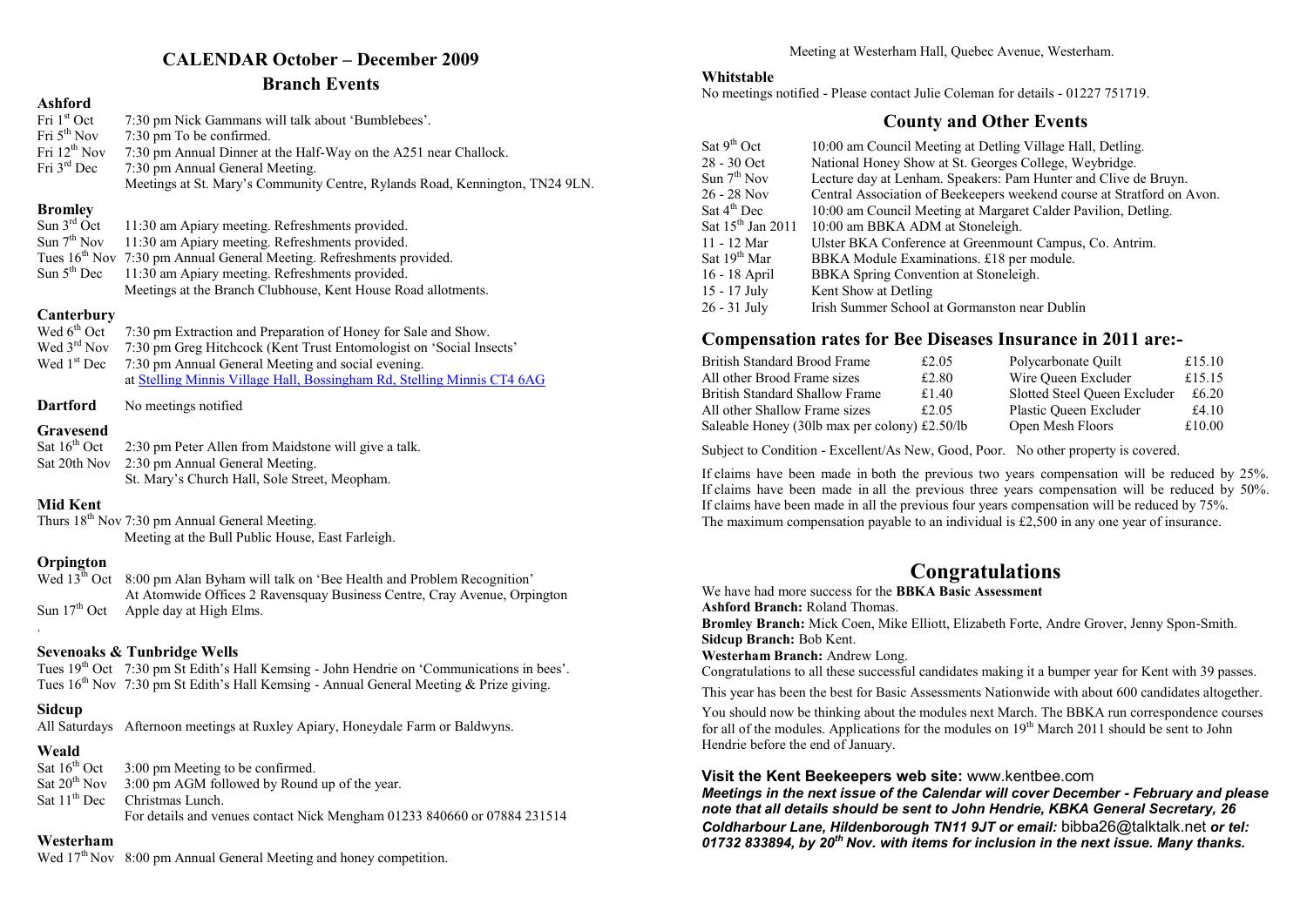# CALENDAR October – December 2009

## Branch Events

### Ashford

| | |
|---|---|
| Fri 1st Oct | 7:30 pm Nick Gammans will talk about 'Bumblebees'. |
| Fri 5th Nov | 7:30 pm To be confirmed. |
| Fri 12th Nov | 7:30 pm Annual Dinner at the Half-Way on the A251 near Challock. |
| Fri 3rd Dec | 7:30 pm Annual General Meeting. |

Meetings at St. Mary's Community Centre, Rylands Road, Kennington, TN24 9LN.

### Bromley

| | |
|---|---|
| Sun 3rd Oct | 11:30 am Apiary meeting. Refreshments provided. |
| Sun 7th Nov | 11:30 am Apiary meeting. Refreshments provided. |
| Tues 16th Nov | 7:30 pm Annual General Meeting. Refreshments provided. |
| Sun 5th Dec | 11:30 am Apiary meeting. Refreshments provided. |

Meetings at the Branch Clubhouse, Kent House Road allotments.

### Canterbury

| | |
|---|---|
| Wed 6th Oct | 7:30 pm Extraction and Preparation of Honey for Sale and Show. |
| Wed 3rd Nov | 7:30 pm Greg Hitchcock (Kent Trust Entomologist on 'Social Insects' |
| Wed 1st Dec | 7:30 pm Annual General Meeting and social evening. |

at Stelling Minnis Village Hall, Bossingham Rd, Stelling Minnis CT4 6AG

### Dartford

No meetings notified

### Gravesend

| | |
|---|---|
| Sat 16th Oct | 2:30 pm Peter Allen from Maidstone will give a talk. |
| Sat 20th Nov | 2:30 pm Annual General Meeting. |

St. Mary's Church Hall, Sole Street, Meopham.

### Mid Kent

Thurs 18th Nov 7:30 pm Annual General Meeting.
Meeting at the Bull Public House, East Farleigh.

### Orpington

| | |
|---|---|
| Wed 13th Oct | 8:00 pm Alan Byham will talk on 'Bee Health and Problem Recognition' At Atomwide Offices 2 Ravensquay Business Centre, Cray Avenue, Orpington |
| Sun 17th Oct | Apple day at High Elms. |

### Sevenoaks & Tunbridge Wells

| | |
|---|---|
| Tues 19th Oct | 7:30 pm St Edith's Hall Kemsing - John Hendrie on 'Communications in bees'. |
| Tues 16th Nov | 7:30 pm St Edith's Hall Kemsing - Annual General Meeting & Prize giving. |

### Sidcup

All Saturdays Afternoon meetings at Ruxley Apiary, Honeydale Farm or Baldwyns.

### Weald

| | |
|---|---|
| Sat 16th Oct | 3:00 pm Meeting to be confirmed. |
| Sat 20th Nov | 3:00 pm AGM followed by Round up of the year. |
| Sat 11th Dec | Christmas Lunch. |

For details and venues contact Nick Mengham 01233 840660 or 07884 231514

### Westerham

Wed 17th Nov 8:00 pm Annual General Meeting and honey competition.

Meeting at Westerham Hall, Quebec Avenue, Westerham.

### Whitstable

No meetings notified - Please contact Julie Coleman for details - 01227 751719.

## County and Other Events

| | |
|---|---|
| Sat 9th Oct | 10:00 am Council Meeting at Detling Village Hall, Detling. |
| 28 - 30 Oct | National Honey Show at St. Georges College, Weybridge. |
| Sun 7th Nov | Lecture day at Lenham. Speakers: Pam Hunter and Clive de Bruyn. |
| 26 - 28 Nov | Central Association of Beekeepers weekend course at Stratford on Avon. |
| Sat 4th Dec | 10:00 am Council Meeting at Margaret Calder Pavilion, Detling. |
| Sat 15th Jan 2011 | 10:00 am BBKA ADM at Stoneleigh. |
| 11 - 12 Mar | Ulster BKA Conference at Greenmount Campus, Co. Antrim. |
| Sat 19th Mar | BBKA Module Examinations. £18 per module. |
| 16 - 18 April | BBKA Spring Convention at Stoneleigh. |
| 15 - 17 July | Kent Show at Detling |
| 26 - 31 July | Irish Summer School at Gormanston near Dublin |

## Compensation rates for Bee Diseases Insurance in 2011 are:-

| | | | |
|---|---|---|---|
| British Standard Brood Frame | £2.05 | Polycarbonate Quilt | £15.10 |
| All other Brood Frame sizes | £2.80 | Wire Queen Excluder | £15.15 |
| British Standard Shallow Frame | £1.40 | Slotted Steel Queen Excluder | £6.20 |
| All other Shallow Frame sizes | £2.05 | Plastic Queen Excluder | £4.10 |
| Saleable Honey (30lb max per colony) | £2.50/lb | Open Mesh Floors | £10.00 |

Subject to Condition - Excellent/As New, Good, Poor. No other property is covered.

If claims have been made in both the previous two years compensation will be reduced by 25%. If claims have been made in all the previous three years compensation will be reduced by 50%. If claims have been made in all the previous four years compensation will be reduced by 75%. The maximum compensation payable to an individual is £2,500 in any one year of insurance.

# Congratulations

We have had more success for the **BBKA Basic Assessment**

**Ashford Branch:** Roland Thomas.

**Bromley Branch:** Mick Coen, Mike Elliott, Elizabeth Forte, Andre Grover, Jenny Spon-Smith.

**Sidcup Branch:** Bob Kent.

**Westerham Branch:** Andrew Long.

Congratulations to all these successful candidates making it a bumper year for Kent with 39 passes.

This year has been the best for Basic Assessments Nationwide with about 600 candidates altogether.

You should now be thinking about the modules next March. The BBKA run correspondence courses for all of the modules. Applications for the modules on 19th March 2011 should be sent to John Hendrie before the end of January.

**Visit the Kent Beekeepers web site:** www.kentbee.com

***Meetings in the next issue of the Calendar will cover December - February and please note that all details should be sent to John Hendrie, KBKA General Secretary, 26 Coldharbour Lane, Hildenborough TN11 9JT or email:*** bibba26@talktalk.net ***or tel: 01732 833894, by 20th Nov. with items for inclusion in the next issue. Many thanks.***